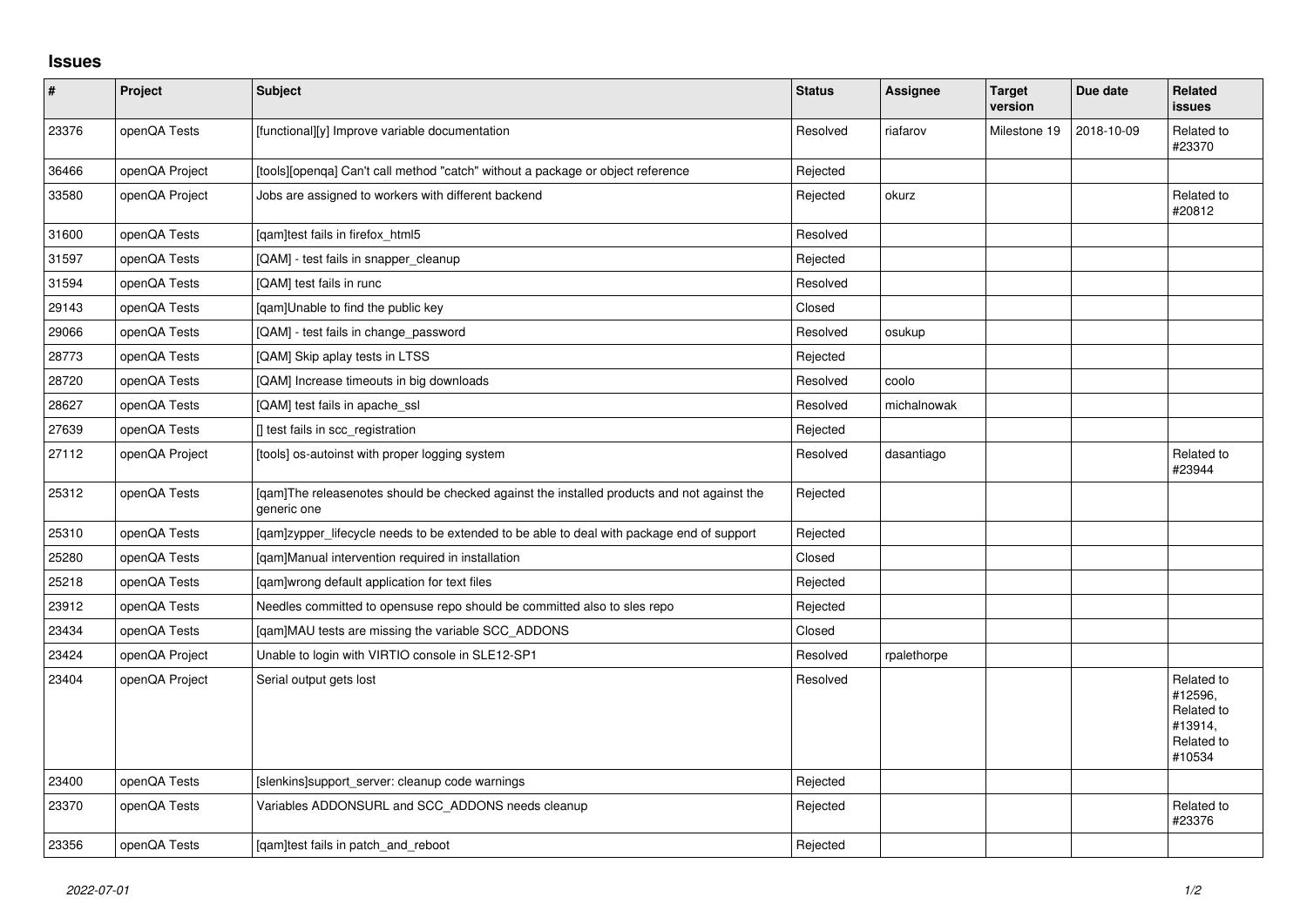## Issues

| # | Project | Subject | Status | Assignee | Target version | Due date | Related issues |
|---|---|---|---|---|---|---|---|
| 23376 | openQA Tests | [functional][y] Improve variable documentation | Resolved | riafarov | Milestone 19 | 2018-10-09 | Related to #23370 |
| 36466 | openQA Project | [tools][openqa] Can't call method "catch" without a package or object reference | Rejected | | | | |
| 33580 | openQA Project | Jobs are assigned to workers with different backend | Rejected | okurz | | | Related to #20812 |
| 31600 | openQA Tests | [qam]test fails in firefox_html5 | Resolved | | | | |
| 31597 | openQA Tests | [QAM] - test fails in snapper_cleanup | Rejected | | | | |
| 31594 | openQA Tests | [QAM] test fails in runc | Resolved | | | | |
| 29143 | openQA Tests | [qam]Unable to find the public key | Closed | | | | |
| 29066 | openQA Tests | [QAM] - test fails in change_password | Resolved | osukup | | | |
| 28773 | openQA Tests | [QAM] Skip aplay tests in LTSS | Rejected | | | | |
| 28720 | openQA Tests | [QAM] Increase timeouts in big downloads | Resolved | coolo | | | |
| 28627 | openQA Tests | [QAM] test fails in apache_ssl | Resolved | michalnowak | | | |
| 27639 | openQA Tests | [] test fails in scc_registration | Rejected | | | | |
| 27112 | openQA Project | [tools] os-autoinst with proper logging system | Resolved | dasantiago | | | Related to #23944 |
| 25312 | openQA Tests | [qam]The releasenotes should be checked against the installed products and not against the generic one | Rejected | | | | |
| 25310 | openQA Tests | [qam]zypper_lifecycle needs to be extended to be able to deal with package end of support | Rejected | | | | |
| 25280 | openQA Tests | [qam]Manual intervention required in installation | Closed | | | | |
| 25218 | openQA Tests | [qam]wrong default application for text files | Rejected | | | | |
| 23912 | openQA Tests | Needles committed to opensuse repo should be committed also to sles repo | Rejected | | | | |
| 23434 | openQA Tests | [qam]MAU tests are missing the variable SCC_ADDONS | Closed | | | | |
| 23424 | openQA Project | Unable to login with VIRTIO console in SLE12-SP1 | Resolved | rpalethorpe | | | |
| 23404 | openQA Project | Serial output gets lost | Resolved | | | | Related to #12596, Related to #13914, Related to #10534 |
| 23400 | openQA Tests | [slenkins]support_server: cleanup code warnings | Rejected | | | | |
| 23370 | openQA Tests | Variables ADDONSURL and SCC_ADDONS needs cleanup | Rejected | | | | Related to #23376 |
| 23356 | openQA Tests | [qam]test fails in patch_and_reboot | Rejected | | | | |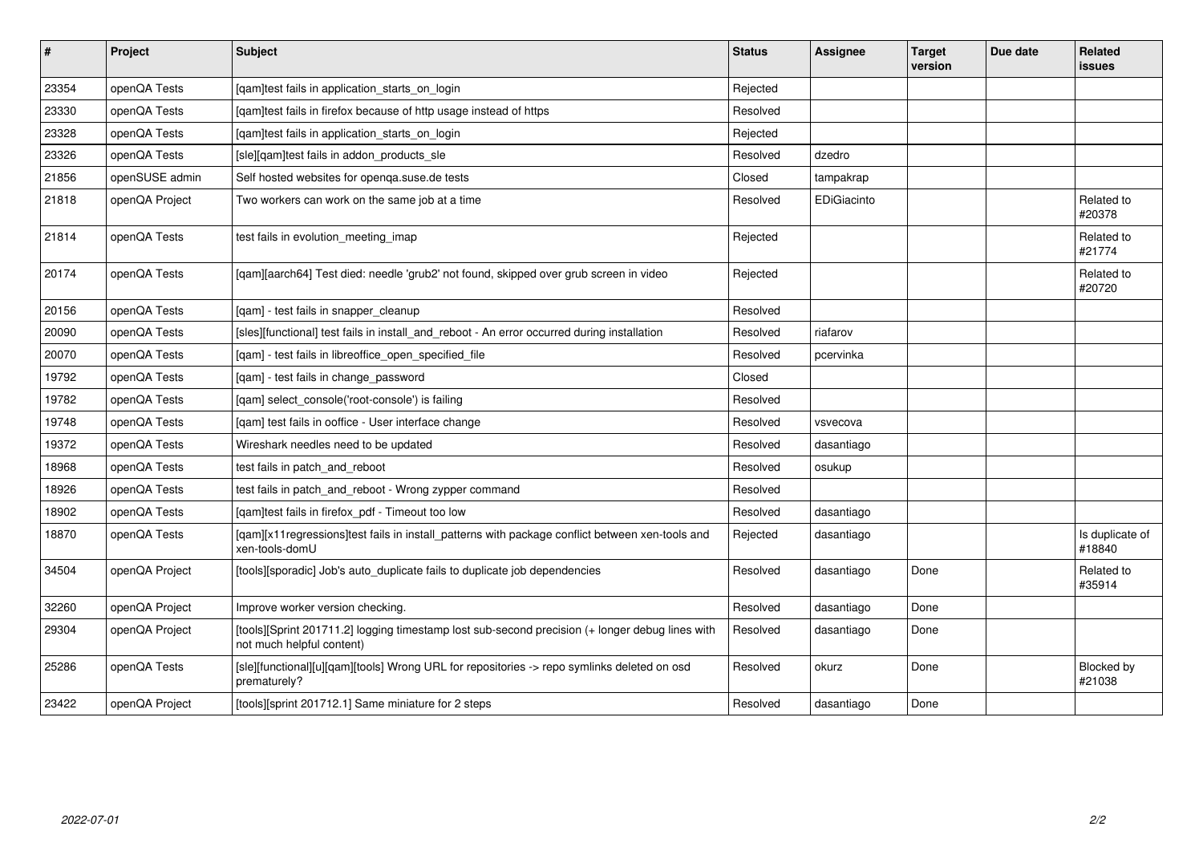| # | Project | Subject | Status | Assignee | Target version | Due date | Related issues |
|---|---|---|---|---|---|---|---|
| 23354 | openQA Tests | [qam]test fails in application_starts_on_login | Rejected | | | | |
| 23330 | openQA Tests | [qam]test fails in firefox because of http usage instead of https | Resolved | | | | |
| 23328 | openQA Tests | [qam]test fails in application_starts_on_login | Rejected | | | | |
| 23326 | openQA Tests | [sle][qam]test fails in addon_products_sle | Resolved | dzedro | | | |
| 21856 | openSUSE admin | Self hosted websites for openqa.suse.de tests | Closed | tampakrap | | | |
| 21818 | openQA Project | Two workers can work on the same job at a time | Resolved | EDiGiacinto | | | Related to #20378 |
| 21814 | openQA Tests | test fails in evolution_meeting_imap | Rejected | | | | Related to #21774 |
| 20174 | openQA Tests | [qam][aarch64] Test died: needle 'grub2' not found, skipped over grub screen in video | Rejected | | | | Related to #20720 |
| 20156 | openQA Tests | [qam] - test fails in snapper_cleanup | Resolved | | | | |
| 20090 | openQA Tests | [sles][functional] test fails in install_and_reboot - An error occurred during installation | Resolved | riafarov | | | |
| 20070 | openQA Tests | [qam] - test fails in libreoffice_open_specified_file | Resolved | pcervinka | | | |
| 19792 | openQA Tests | [qam] - test fails in change_password | Closed | | | | |
| 19782 | openQA Tests | [qam] select_console('root-console') is failing | Resolved | | | | |
| 19748 | openQA Tests | [qam] test fails in ooffice - User interface change | Resolved | vsvecova | | | |
| 19372 | openQA Tests | Wireshark needles need to be updated | Resolved | dasantiago | | | |
| 18968 | openQA Tests | test fails in patch_and_reboot | Resolved | osukup | | | |
| 18926 | openQA Tests | test fails in patch_and_reboot - Wrong zypper command | Resolved | | | | |
| 18902 | openQA Tests | [qam]test fails in firefox_pdf - Timeout too low | Resolved | dasantiago | | | |
| 18870 | openQA Tests | [qam][x11regressions]test fails in install_patterns with package conflict between xen-tools and xen-tools-domU | Rejected | dasantiago | | | Is duplicate of #18840 |
| 34504 | openQA Project | [tools][sporadic] Job's auto_duplicate fails to duplicate job dependencies | Resolved | dasantiago | Done | | Related to #35914 |
| 32260 | openQA Project | Improve worker version checking. | Resolved | dasantiago | Done | | |
| 29304 | openQA Project | [tools][Sprint 201711.2] logging timestamp lost sub-second precision (+ longer debug lines with not much helpful content) | Resolved | dasantiago | Done | | |
| 25286 | openQA Tests | [sle][functional][u][qam][tools] Wrong URL for repositories -> repo symlinks deleted on osd prematurely? | Resolved | okurz | Done | | Blocked by #21038 |
| 23422 | openQA Project | [tools][sprint 201712.1] Same miniature for 2 steps | Resolved | dasantiago | Done | | |